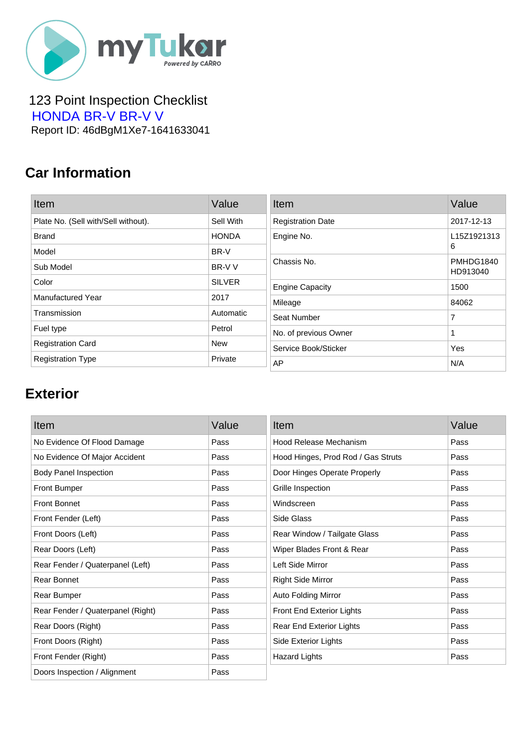123 Point Inspection Checklist

HONDA BR-V BR-V V

Report ID: 46dBgM1Xe7-1641633041

## Car Information

| Item | Value |
|---|---|
| Plate No. (Sell with/Sell without). | Sell With |
| Brand | HONDA |
| Model | BR-V |
| Sub Model | BR-V V |
| Color | SILVER |
| Manufactured Year | 2017 |
| Transmission | Automatic |
| Fuel type | Petrol |
| Registration Card | New |
| Registration Type | Private |

| Item | Value |
|---|---|
| Registration Date | 2017-12-13 |
| Engine No. | L15Z19213136 |
| Chassis No. | PMHDG1840HD913040 |
| Engine Capacity | 1500 |
| Mileage | 84062 |
| Seat Number | 7 |
| No. of previous Owner | 1 |
| Service Book/Sticker | Yes |
| AP | N/A |

## Exterior

| Item | Value |
|---|---|
| No Evidence Of Flood Damage | Pass |
| No Evidence Of Major Accident | Pass |
| Body Panel Inspection | Pass |
| Front Bumper | Pass |
| Front Bonnet | Pass |
| Front Fender (Left) | Pass |
| Front Doors (Left) | Pass |
| Rear Doors (Left) | Pass |
| Rear Fender / Quaterpanel (Left) | Pass |
| Rear Bonnet | Pass |
| Rear Bumper | Pass |
| Rear Fender / Quaterpanel (Right) | Pass |
| Rear Doors (Right) | Pass |
| Front Doors (Right) | Pass |
| Front Fender (Right) | Pass |
| Doors Inspection / Alignment | Pass |

| Item | Value |
|---|---|
| Hood Release Mechanism | Pass |
| Hood Hinges, Prod Rod / Gas Struts | Pass |
| Door Hinges Operate Properly | Pass |
| Grille Inspection | Pass |
| Windscreen | Pass |
| Side Glass | Pass |
| Rear Window / Tailgate Glass | Pass |
| Wiper Blades Front & Rear | Pass |
| Left Side Mirror | Pass |
| Right Side Mirror | Pass |
| Auto Folding Mirror | Pass |
| Front End Exterior Lights | Pass |
| Rear End Exterior Lights | Pass |
| Side Exterior Lights | Pass |
| Hazard Lights | Pass |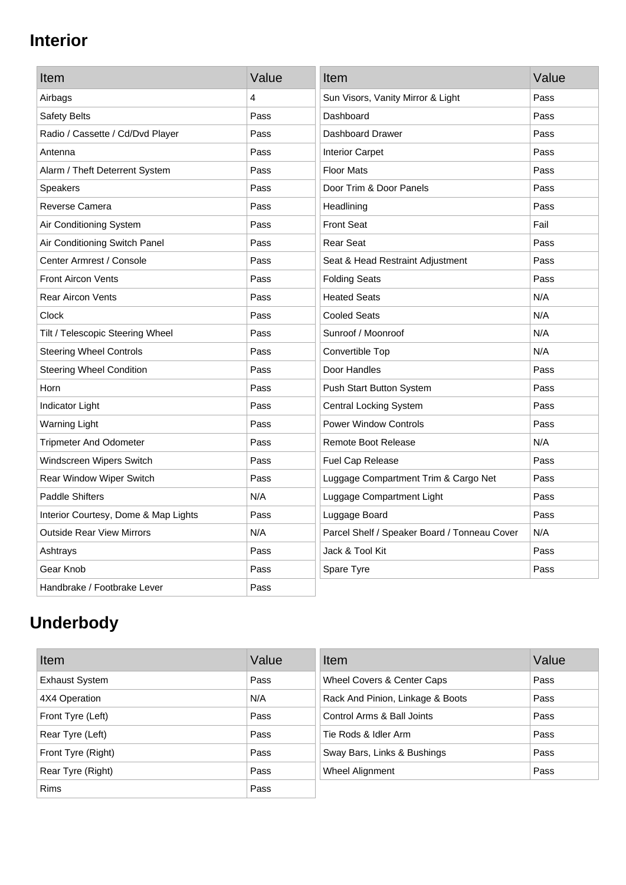## Interior

| Item | Value |
|---|---|
| Airbags | 4 |
| Safety Belts | Pass |
| Radio / Cassette / Cd/Dvd Player | Pass |
| Antenna | Pass |
| Alarm / Theft Deterrent System | Pass |
| Speakers | Pass |
| Reverse Camera | Pass |
| Air Conditioning System | Pass |
| Air Conditioning Switch Panel | Pass |
| Center Armrest / Console | Pass |
| Front Aircon Vents | Pass |
| Rear Aircon Vents | Pass |
| Clock | Pass |
| Tilt / Telescopic Steering Wheel | Pass |
| Steering Wheel Controls | Pass |
| Steering Wheel Condition | Pass |
| Horn | Pass |
| Indicator Light | Pass |
| Warning Light | Pass |
| Tripmeter And Odometer | Pass |
| Windscreen Wipers Switch | Pass |
| Rear Window Wiper Switch | Pass |
| Paddle Shifters | N/A |
| Interior Courtesy, Dome & Map Lights | Pass |
| Outside Rear View Mirrors | N/A |
| Ashtrays | Pass |
| Gear Knob | Pass |
| Handbrake / Footbrake Lever | Pass |

| Item | Value |
|---|---|
| Sun Visors, Vanity Mirror & Light | Pass |
| Dashboard | Pass |
| Dashboard Drawer | Pass |
| Interior Carpet | Pass |
| Floor Mats | Pass |
| Door Trim & Door Panels | Pass |
| Headlining | Pass |
| Front Seat | Fail |
| Rear Seat | Pass |
| Seat & Head Restraint Adjustment | Pass |
| Folding Seats | Pass |
| Heated Seats | N/A |
| Cooled Seats | N/A |
| Sunroof / Moonroof | N/A |
| Convertible Top | N/A |
| Door Handles | Pass |
| Push Start Button System | Pass |
| Central Locking System | Pass |
| Power Window Controls | Pass |
| Remote Boot Release | N/A |
| Fuel Cap Release | Pass |
| Luggage Compartment Trim & Cargo Net | Pass |
| Luggage Compartment Light | Pass |
| Luggage Board | Pass |
| Parcel Shelf / Speaker Board / Tonneau Cover | N/A |
| Jack & Tool Kit | Pass |
| Spare Tyre | Pass |

## Underbody

| Item | Value |
|---|---|
| Exhaust System | Pass |
| 4X4 Operation | N/A |
| Front Tyre (Left) | Pass |
| Rear Tyre (Left) | Pass |
| Front Tyre (Right) | Pass |
| Rear Tyre (Right) | Pass |
| Rims | Pass |

| Item | Value |
|---|---|
| Wheel Covers & Center Caps | Pass |
| Rack And Pinion, Linkage & Boots | Pass |
| Control Arms & Ball Joints | Pass |
| Tie Rods & Idler Arm | Pass |
| Sway Bars, Links & Bushings | Pass |
| Wheel Alignment | Pass |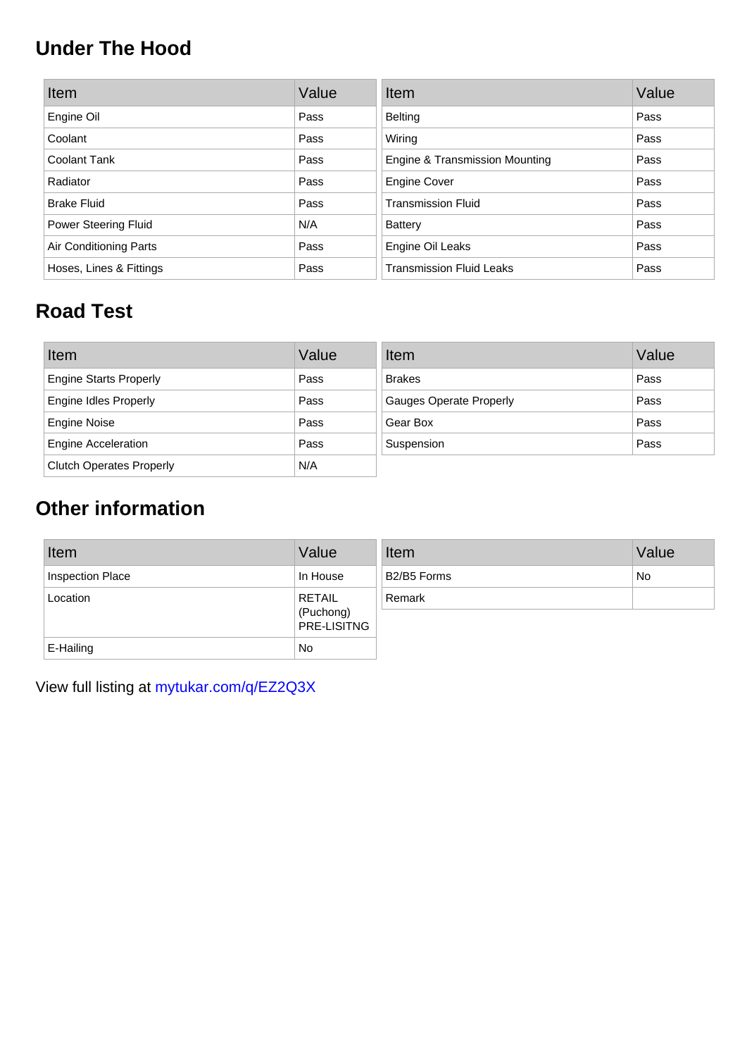## Under The Hood

| Item | Value |
|---|---|
| Engine Oil | Pass |
| Coolant | Pass |
| Coolant Tank | Pass |
| Radiator | Pass |
| Brake Fluid | Pass |
| Power Steering Fluid | N/A |
| Air Conditioning Parts | Pass |
| Hoses, Lines & Fittings | Pass |

| Item | Value |
|---|---|
| Belting | Pass |
| Wiring | Pass |
| Engine & Transmission Mounting | Pass |
| Engine Cover | Pass |
| Transmission Fluid | Pass |
| Battery | Pass |
| Engine Oil Leaks | Pass |
| Transmission Fluid Leaks | Pass |

## Road Test

| Item | Value |
|---|---|
| Engine Starts Properly | Pass |
| Engine Idles Properly | Pass |
| Engine Noise | Pass |
| Engine Acceleration | Pass |
| Clutch Operates Properly | N/A |

| Item | Value |
|---|---|
| Brakes | Pass |
| Gauges Operate Properly | Pass |
| Gear Box | Pass |
| Suspension | Pass |

## Other information

| Item | Value |
|---|---|
| Inspection Place | In House |
| Location | RETAIL (Puchong) PRE-LISITNG |
| E-Hailing | No |

| Item | Value |
|---|---|
| B2/B5 Forms | No |
| Remark | |

View full listing at mytukar.com/q/EZ2Q3X